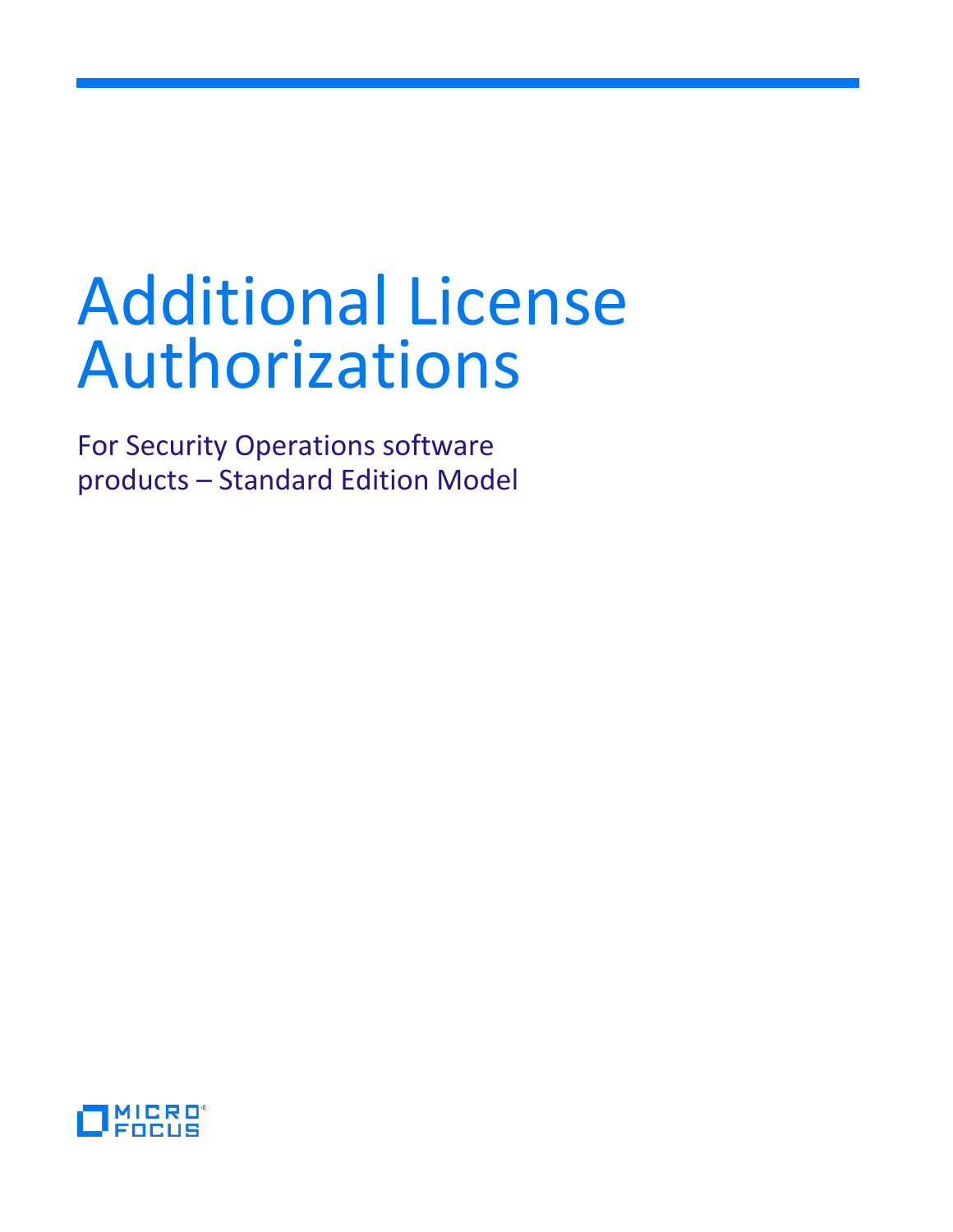# Additional License Authorizations

For Security Operations software products – Standard Edition Model

MICRO FOCUS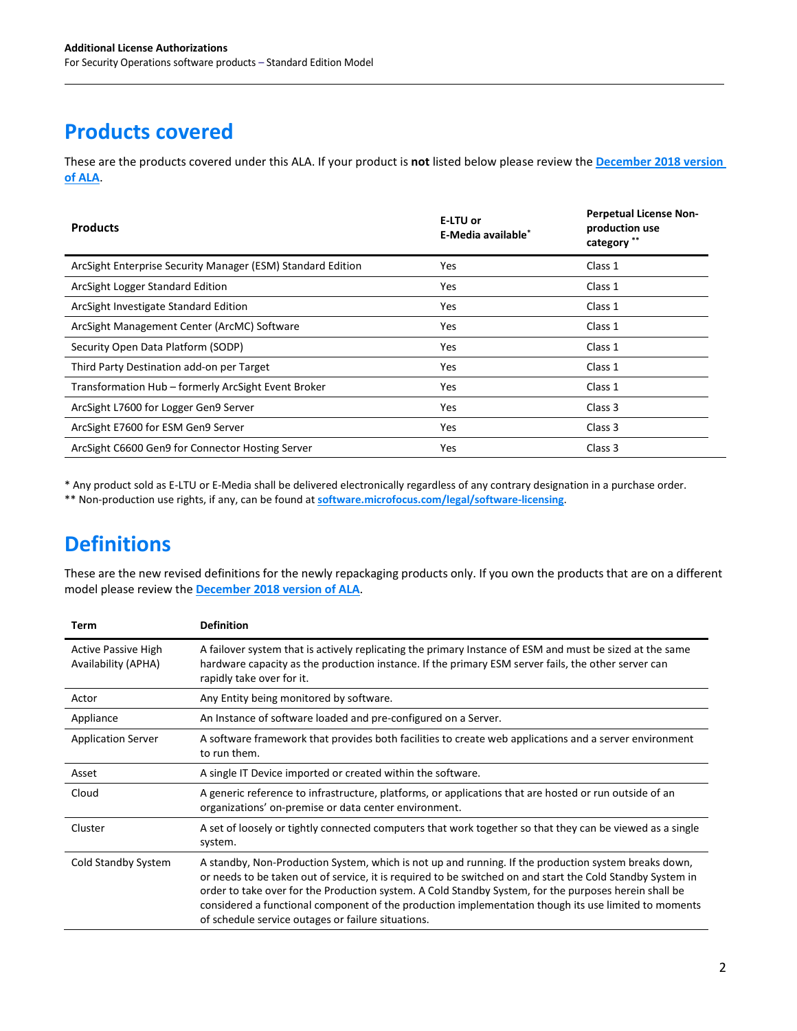## Products covered

These are the products covered under this ALA. If your product is **not** listed below please review the [December 2018 version of ALA](December 2018 version of ALA).

| Products | E-LTU or E-Media available* | Perpetual License Non-production use category ** |
|---|---|---|
| ArcSight Enterprise Security Manager (ESM) Standard Edition | Yes | Class 1 |
| ArcSight Logger Standard Edition | Yes | Class 1 |
| ArcSight Investigate Standard Edition | Yes | Class 1 |
| ArcSight Management Center (ArcMC) Software | Yes | Class 1 |
| Security Open Data Platform (SODP) | Yes | Class 1 |
| Third Party Destination add-on per Target | Yes | Class 1 |
| Transformation Hub – formerly ArcSight Event Broker | Yes | Class 1 |
| ArcSight L7600 for Logger Gen9 Server | Yes | Class 3 |
| ArcSight E7600 for ESM Gen9 Server | Yes | Class 3 |
| ArcSight C6600 Gen9 for Connector Hosting Server | Yes | Class 3 |

* Any product sold as E-LTU or E-Media shall be delivered electronically regardless of any contrary designation in a purchase order.
** Non-production use rights, if any, can be found at **software.microfocus.com/legal/software-licensing**.

## Definitions

These are the new revised definitions for the newly repackaging products only. If you own the products that are on a different model please review the **December 2018 version of ALA**.

| Term | Definition |
|---|---|
| Active Passive High Availability (APHA) | A failover system that is actively replicating the primary Instance of ESM and must be sized at the same hardware capacity as the production instance. If the primary ESM server fails, the other server can rapidly take over for it. |
| Actor | Any Entity being monitored by software. |
| Appliance | An Instance of software loaded and pre-configured on a Server. |
| Application Server | A software framework that provides both facilities to create web applications and a server environment to run them. |
| Asset | A single IT Device imported or created within the software. |
| Cloud | A generic reference to infrastructure, platforms, or applications that are hosted or run outside of an organizations' on-premise or data center environment. |
| Cluster | A set of loosely or tightly connected computers that work together so that they can be viewed as a single system. |
| Cold Standby System | A standby, Non-Production System, which is not up and running. If the production system breaks down, or needs to be taken out of service, it is required to be switched on and start the Cold Standby System in order to take over for the Production system. A Cold Standby System, for the purposes herein shall be considered a functional component of the production implementation though its use limited to moments of schedule service outages or failure situations. |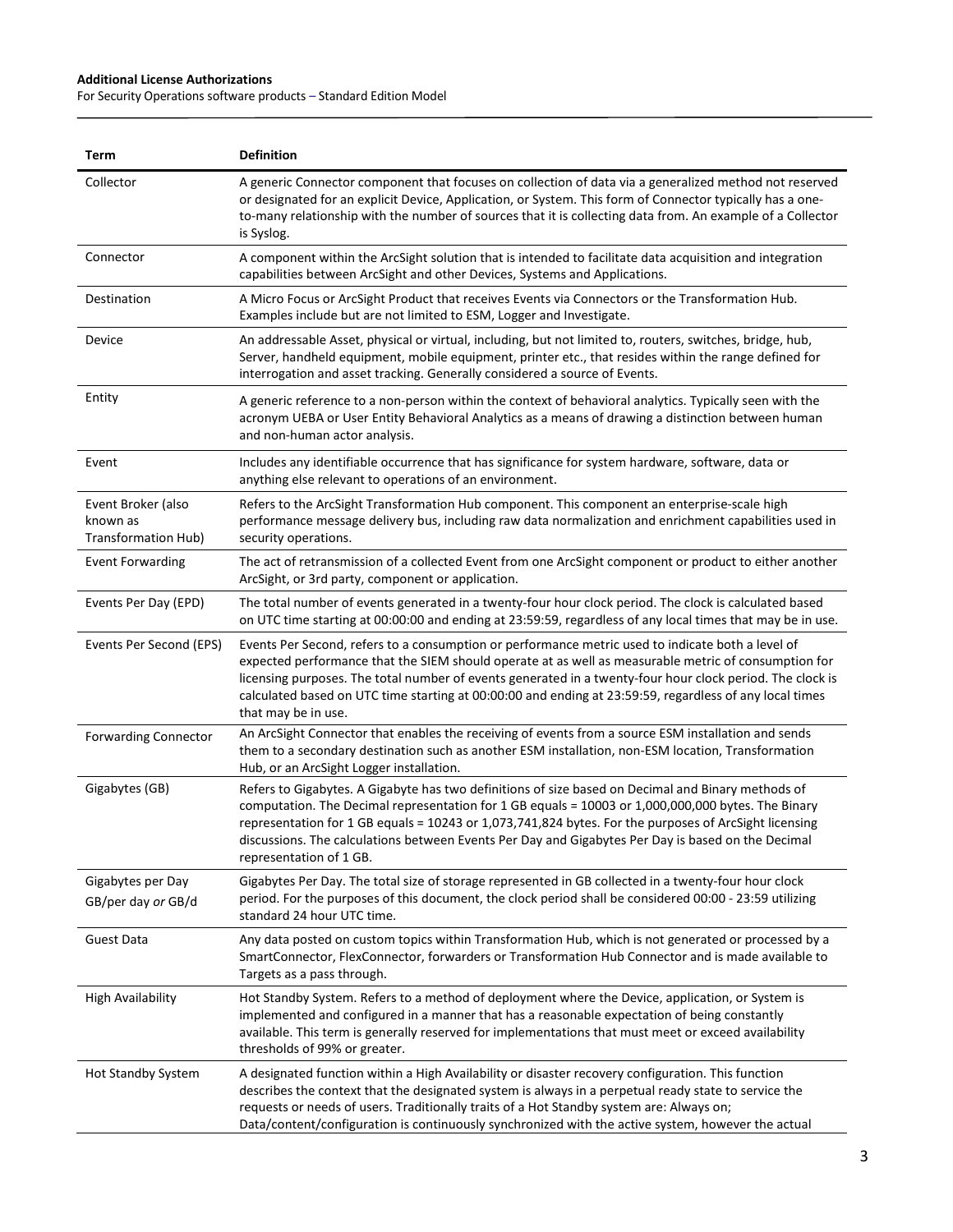| Term | Definition |
| --- | --- |
| Collector | A generic Connector component that focuses on collection of data via a generalized method not reserved or designated for an explicit Device, Application, or System. This form of Connector typically has a one-to-many relationship with the number of sources that it is collecting data from. An example of a Collector is Syslog. |
| Connector | A component within the ArcSight solution that is intended to facilitate data acquisition and integration capabilities between ArcSight and other Devices, Systems and Applications. |
| Destination | A Micro Focus or ArcSight Product that receives Events via Connectors or the Transformation Hub. Examples include but are not limited to ESM, Logger and Investigate. |
| Device | An addressable Asset, physical or virtual, including, but not limited to, routers, switches, bridge, hub, Server, handheld equipment, mobile equipment, printer etc., that resides within the range defined for interrogation and asset tracking. Generally considered a source of Events. |
| Entity | A generic reference to a non-person within the context of behavioral analytics. Typically seen with the acronym UEBA or User Entity Behavioral Analytics as a means of drawing a distinction between human and non-human actor analysis. |
| Event | Includes any identifiable occurrence that has significance for system hardware, software, data or anything else relevant to operations of an environment. |
| Event Broker (also known as Transformation Hub) | Refers to the ArcSight Transformation Hub component. This component an enterprise-scale high performance message delivery bus, including raw data normalization and enrichment capabilities used in security operations. |
| Event Forwarding | The act of retransmission of a collected Event from one ArcSight component or product to either another ArcSight, or 3rd party, component or application. |
| Events Per Day (EPD) | The total number of events generated in a twenty-four hour clock period. The clock is calculated based on UTC time starting at 00:00:00 and ending at 23:59:59, regardless of any local times that may be in use. |
| Events Per Second (EPS) | Events Per Second, refers to a consumption or performance metric used to indicate both a level of expected performance that the SIEM should operate at as well as measurable metric of consumption for licensing purposes. The total number of events generated in a twenty-four hour clock period. The clock is calculated based on UTC time starting at 00:00:00 and ending at 23:59:59, regardless of any local times that may be in use. |
| Forwarding Connector | An ArcSight Connector that enables the receiving of events from a source ESM installation and sends them to a secondary destination such as another ESM installation, non-ESM location, Transformation Hub, or an ArcSight Logger installation. |
| Gigabytes (GB) | Refers to Gigabytes. A Gigabyte has two definitions of size based on Decimal and Binary methods of computation. The Decimal representation for 1 GB equals = $1000^3$ or 1,000,000,000 bytes. The Binary representation for 1 GB equals = $1024^3$ or 1,073,741,824 bytes. For the purposes of ArcSight licensing discussions. The calculations between Events Per Day and Gigabytes Per Day is based on the Decimal representation of 1 GB. |
| Gigabytes per Day GB/per day *or* GB/d | Gigabytes Per Day. The total size of storage represented in GB collected in a twenty-four hour clock period. For the purposes of this document, the clock period shall be considered 00:00 - 23:59 utilizing standard 24 hour UTC time. |
| Guest Data | Any data posted on custom topics within Transformation Hub, which is not generated or processed by a SmartConnector, FlexConnector, forwarders or Transformation Hub Connector and is made available to Targets as a pass through. |
| High Availability | Hot Standby System. Refers to a method of deployment where the Device, application, or System is implemented and configured in a manner that has a reasonable expectation of being constantly available. This term is generally reserved for implementations that must meet or exceed availability thresholds of 99% or greater. |
| Hot Standby System | A designated function within a High Availability or disaster recovery configuration. This function describes the context that the designated system is always in a perpetual ready state to service the requests or needs of users. Traditionally traits of a Hot Standby system are: Always on; Data/content/configuration is continuously synchronized with the active system, however the actual |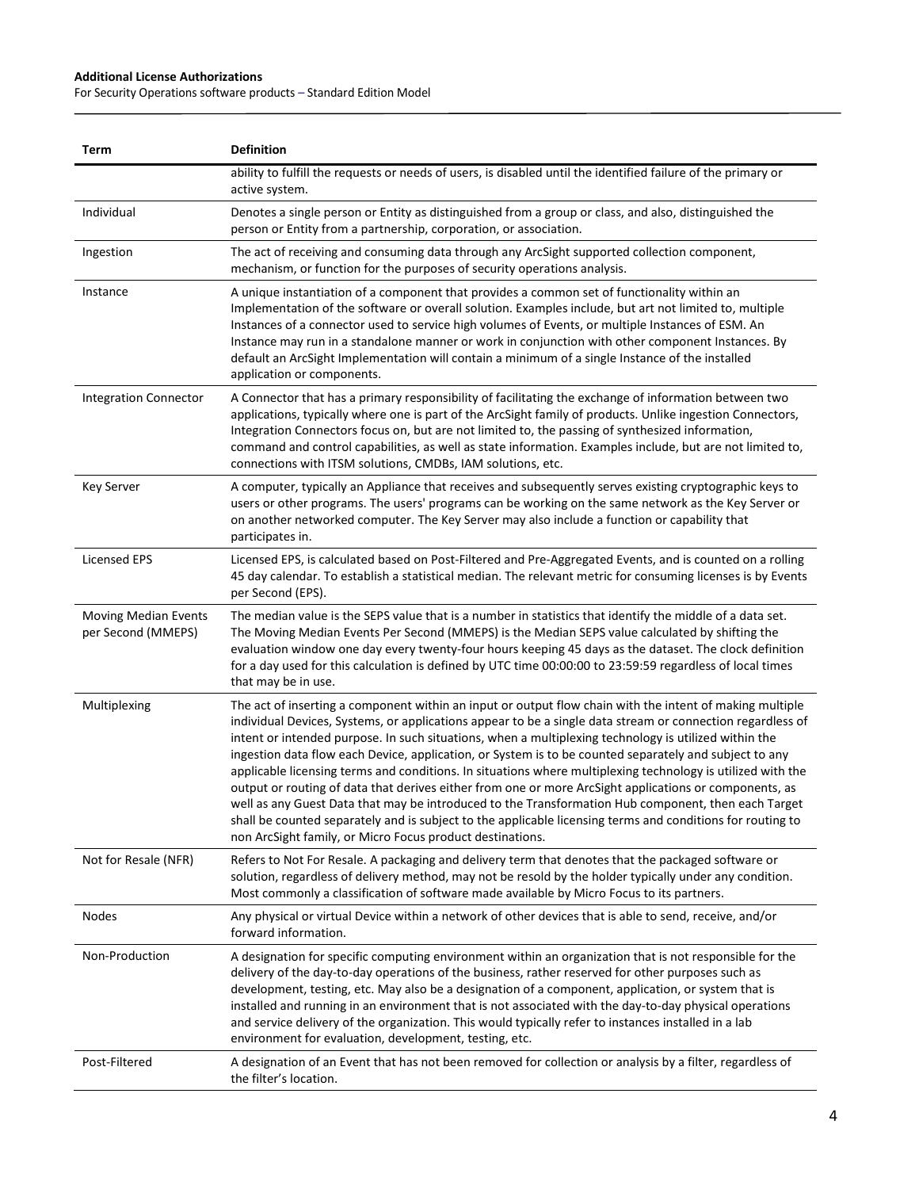| Term | Definition |
| --- | --- |
| | ability to fulfill the requests or needs of users, is disabled until the identified failure of the primary or active system. |
| Individual | Denotes a single person or Entity as distinguished from a group or class, and also, distinguished the person or Entity from a partnership, corporation, or association. |
| Ingestion | The act of receiving and consuming data through any ArcSight supported collection component, mechanism, or function for the purposes of security operations analysis. |
| Instance | A unique instantiation of a component that provides a common set of functionality within an Implementation of the software or overall solution. Examples include, but art not limited to, multiple Instances of a connector used to service high volumes of Events, or multiple Instances of ESM. An Instance may run in a standalone manner or work in conjunction with other component Instances. By default an ArcSight Implementation will contain a minimum of a single Instance of the installed application or components. |
| Integration Connector | A Connector that has a primary responsibility of facilitating the exchange of information between two applications, typically where one is part of the ArcSight family of products. Unlike ingestion Connectors, Integration Connectors focus on, but are not limited to, the passing of synthesized information, command and control capabilities, as well as state information. Examples include, but are not limited to, connections with ITSM solutions, CMDBs, IAM solutions, etc. |
| Key Server | A computer, typically an Appliance that receives and subsequently serves existing cryptographic keys to users or other programs. The users' programs can be working on the same network as the Key Server or on another networked computer. The Key Server may also include a function or capability that participates in. |
| Licensed EPS | Licensed EPS, is calculated based on Post-Filtered and Pre-Aggregated Events, and is counted on a rolling 45 day calendar. To establish a statistical median. The relevant metric for consuming licenses is by Events per Second (EPS). |
| Moving Median Events per Second (MMEPS) | The median value is the SEPS value that is a number in statistics that identify the middle of a data set. The Moving Median Events Per Second (MMEPS) is the Median SEPS value calculated by shifting the evaluation window one day every twenty-four hours keeping 45 days as the dataset. The clock definition for a day used for this calculation is defined by UTC time 00:00:00 to 23:59:59 regardless of local times that may be in use. |
| Multiplexing | The act of inserting a component within an input or output flow chain with the intent of making multiple individual Devices, Systems, or applications appear to be a single data stream or connection regardless of intent or intended purpose. In such situations, when a multiplexing technology is utilized within the ingestion data flow each Device, application, or System is to be counted separately and subject to any applicable licensing terms and conditions. In situations where multiplexing technology is utilized with the output or routing of data that derives either from one or more ArcSight applications or components, as well as any Guest Data that may be introduced to the Transformation Hub component, then each Target shall be counted separately and is subject to the applicable licensing terms and conditions for routing to non ArcSight family, or Micro Focus product destinations. |
| Not for Resale (NFR) | Refers to Not For Resale. A packaging and delivery term that denotes that the packaged software or solution, regardless of delivery method, may not be resold by the holder typically under any condition. Most commonly a classification of software made available by Micro Focus to its partners. |
| Nodes | Any physical or virtual Device within a network of other devices that is able to send, receive, and/or forward information. |
| Non-Production | A designation for specific computing environment within an organization that is not responsible for the delivery of the day-to-day operations of the business, rather reserved for other purposes such as development, testing, etc. May also be a designation of a component, application, or system that is installed and running in an environment that is not associated with the day-to-day physical operations and service delivery of the organization. This would typically refer to instances installed in a lab environment for evaluation, development, testing, etc. |
| Post-Filtered | A designation of an Event that has not been removed for collection or analysis by a filter, regardless of the filter's location. |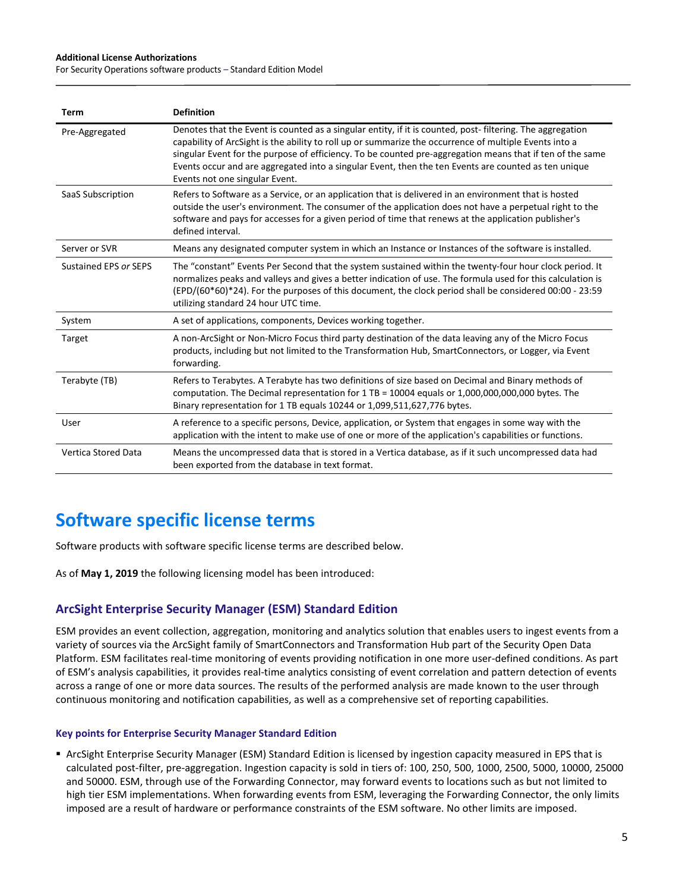| Term | Definition |
| --- | --- |
| Pre-Aggregated | Denotes that the Event is counted as a singular entity, if it is counted, post- filtering. The aggregation capability of ArcSight is the ability to roll up or summarize the occurrence of multiple Events into a singular Event for the purpose of efficiency. To be counted pre-aggregation means that if ten of the same Events occur and are aggregated into a singular Event, then the ten Events are counted as ten unique Events not one singular Event. |
| SaaS Subscription | Refers to Software as a Service, or an application that is delivered in an environment that is hosted outside the user's environment. The consumer of the application does not have a perpetual right to the software and pays for accesses for a given period of time that renews at the application publisher's defined interval. |
| Server or SVR | Means any designated computer system in which an Instance or Instances of the software is installed. |
| Sustained EPS *or* SEPS | The "constant" Events Per Second that the system sustained within the twenty-four hour clock period. It normalizes peaks and valleys and gives a better indication of use. The formula used for this calculation is (EPD/(60*60)*24). For the purposes of this document, the clock period shall be considered 00:00 - 23:59 utilizing standard 24 hour UTC time. |
| System | A set of applications, components, Devices working together. |
| Target | A non-ArcSight or Non-Micro Focus third party destination of the data leaving any of the Micro Focus products, including but not limited to the Transformation Hub, SmartConnectors, or Logger, via Event forwarding. |
| Terabyte (TB) | Refers to Terabytes. A Terabyte has two definitions of size based on Decimal and Binary methods of computation. The Decimal representation for 1 TB = 10004 equals or 1,000,000,000,000 bytes. The Binary representation for 1 TB equals 10244 or 1,099,511,627,776 bytes. |
| User | A reference to a specific persons, Device, application, or System that engages in some way with the application with the intent to make use of one or more of the application's capabilities or functions. |
| Vertica Stored Data | Means the uncompressed data that is stored in a Vertica database, as if it such uncompressed data had been exported from the database in text format. |

# Software specific license terms

Software products with software specific license terms are described below.

As of **May 1, 2019** the following licensing model has been introduced:

## ArcSight Enterprise Security Manager (ESM) Standard Edition

ESM provides an event collection, aggregation, monitoring and analytics solution that enables users to ingest events from a variety of sources via the ArcSight family of SmartConnectors and Transformation Hub part of the Security Open Data Platform. ESM facilitates real-time monitoring of events providing notification in one more user-defined conditions. As part of ESM's analysis capabilities, it provides real-time analytics consisting of event correlation and pattern detection of events across a range of one or more data sources. The results of the performed analysis are made known to the user through continuous monitoring and notification capabilities, as well as a comprehensive set of reporting capabilities.

### Key points for Enterprise Security Manager Standard Edition

- ArcSight Enterprise Security Manager (ESM) Standard Edition is licensed by ingestion capacity measured in EPS that is calculated post-filter, pre-aggregation. Ingestion capacity is sold in tiers of: 100, 250, 500, 1000, 2500, 5000, 10000, 25000 and 50000. ESM, through use of the Forwarding Connector, may forward events to locations such as but not limited to high tier ESM implementations. When forwarding events from ESM, leveraging the Forwarding Connector, the only limits imposed are a result of hardware or performance constraints of the ESM software. No other limits are imposed.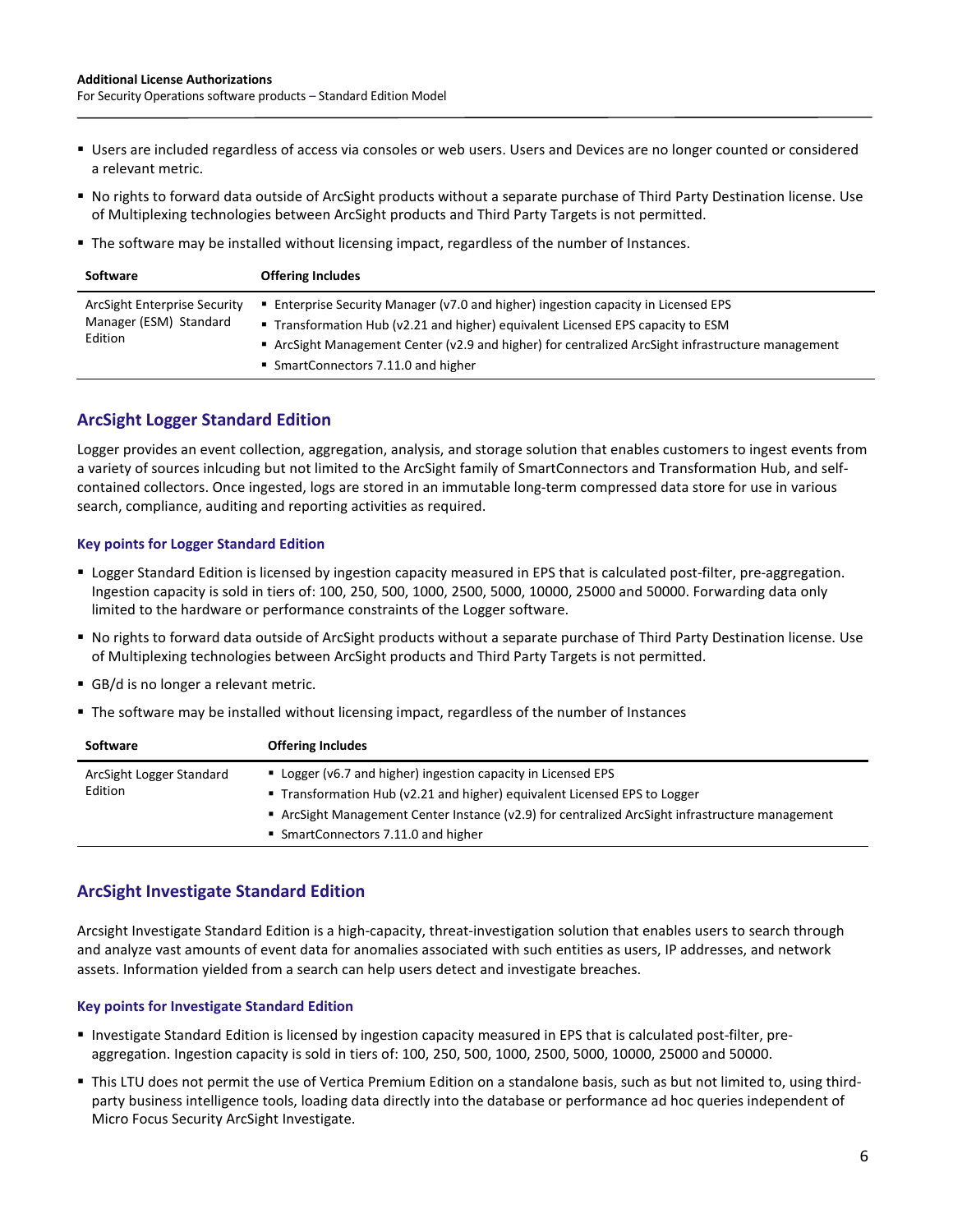- Users are included regardless of access via consoles or web users. Users and Devices are no longer counted or considered a relevant metric.
- No rights to forward data outside of ArcSight products without a separate purchase of Third Party Destination license. Use of Multiplexing technologies between ArcSight products and Third Party Targets is not permitted.
- The software may be installed without licensing impact, regardless of the number of Instances.

| Software | Offering Includes |
| --- | --- |
| ArcSight Enterprise Security Manager (ESM) Standard Edition | ▪ Enterprise Security Manager (v7.0 and higher) ingestion capacity in Licensed EPS<br>▪ Transformation Hub (v2.21 and higher) equivalent Licensed EPS capacity to ESM<br>▪ ArcSight Management Center (v2.9 and higher) for centralized ArcSight infrastructure management<br>▪ SmartConnectors 7.11.0 and higher |

## ArcSight Logger Standard Edition

Logger provides an event collection, aggregation, analysis, and storage solution that enables customers to ingest events from a variety of sources inlcuding but not limited to the ArcSight family of SmartConnectors and Transformation Hub, and self-contained collectors. Once ingested, logs are stored in an immutable long-term compressed data store for use in various search, compliance, auditing and reporting activities as required.

#### Key points for Logger Standard Edition

- Logger Standard Edition is licensed by ingestion capacity measured in EPS that is calculated post-filter, pre-aggregation. Ingestion capacity is sold in tiers of: 100, 250, 500, 1000, 2500, 5000, 10000, 25000 and 50000. Forwarding data only limited to the hardware or performance constraints of the Logger software.
- No rights to forward data outside of ArcSight products without a separate purchase of Third Party Destination license. Use of Multiplexing technologies between ArcSight products and Third Party Targets is not permitted.
- GB/d is no longer a relevant metric.
- The software may be installed without licensing impact, regardless of the number of Instances

| Software | Offering Includes |
| --- | --- |
| ArcSight Logger Standard Edition | ▪ Logger (v6.7 and higher) ingestion capacity in Licensed EPS<br>▪ Transformation Hub (v2.21 and higher) equivalent Licensed EPS to Logger<br>▪ ArcSight Management Center Instance (v2.9) for centralized ArcSight infrastructure management<br>▪ SmartConnectors 7.11.0 and higher |

## ArcSight Investigate Standard Edition

Arcsight Investigate Standard Edition is a high-capacity, threat-investigation solution that enables users to search through and analyze vast amounts of event data for anomalies associated with such entities as users, IP addresses, and network assets. Information yielded from a search can help users detect and investigate breaches.

#### Key points for Investigate Standard Edition

- Investigate Standard Edition is licensed by ingestion capacity measured in EPS that is calculated post-filter, pre-aggregation. Ingestion capacity is sold in tiers of: 100, 250, 500, 1000, 2500, 5000, 10000, 25000 and 50000.
- This LTU does not permit the use of Vertica Premium Edition on a standalone basis, such as but not limited to, using third-party business intelligence tools, loading data directly into the database or performance ad hoc queries independent of Micro Focus Security ArcSight Investigate.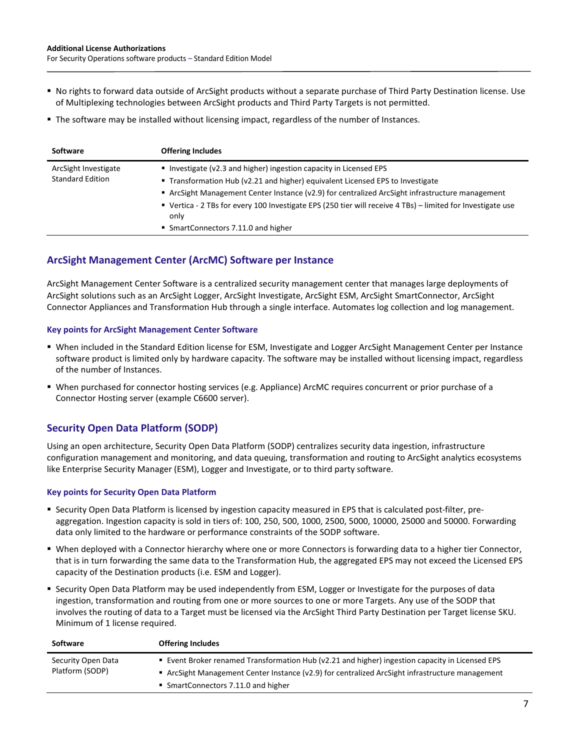- No rights to forward data outside of ArcSight products without a separate purchase of Third Party Destination license. Use of Multiplexing technologies between ArcSight products and Third Party Targets is not permitted.
- The software may be installed without licensing impact, regardless of the number of Instances.

| Software | Offering Includes |
| --- | --- |
| ArcSight Investigate Standard Edition | ▪ Investigate (v2.3 and higher) ingestion capacity in Licensed EPS<br>▪ Transformation Hub (v2.21 and higher) equivalent Licensed EPS to Investigate<br>▪ ArcSight Management Center Instance (v2.9) for centralized ArcSight infrastructure management<br>▪ Vertica - 2 TBs for every 100 Investigate EPS (250 tier will receive 4 TBs) – limited for Investigate use only<br>▪ SmartConnectors 7.11.0 and higher |

## ArcSight Management Center (ArcMC) Software per Instance

ArcSight Management Center Software is a centralized security management center that manages large deployments of ArcSight solutions such as an ArcSight Logger, ArcSight Investigate, ArcSight ESM, ArcSight SmartConnector, ArcSight Connector Appliances and Transformation Hub through a single interface. Automates log collection and log management.

### Key points for ArcSight Management Center Software

- When included in the Standard Edition license for ESM, Investigate and Logger ArcSight Management Center per Instance software product is limited only by hardware capacity. The software may be installed without licensing impact, regardless of the number of Instances.
- When purchased for connector hosting services (e.g. Appliance) ArcMC requires concurrent or prior purchase of a Connector Hosting server (example C6600 server).

## Security Open Data Platform (SODP)

Using an open architecture, Security Open Data Platform (SODP) centralizes security data ingestion, infrastructure configuration management and monitoring, and data queuing, transformation and routing to ArcSight analytics ecosystems like Enterprise Security Manager (ESM), Logger and Investigate, or to third party software.

### Key points for Security Open Data Platform

- Security Open Data Platform is licensed by ingestion capacity measured in EPS that is calculated post-filter, pre-aggregation. Ingestion capacity is sold in tiers of: 100, 250, 500, 1000, 2500, 5000, 10000, 25000 and 50000. Forwarding data only limited to the hardware or performance constraints of the SODP software.
- When deployed with a Connector hierarchy where one or more Connectors is forwarding data to a higher tier Connector, that is in turn forwarding the same data to the Transformation Hub, the aggregated EPS may not exceed the Licensed EPS capacity of the Destination products (i.e. ESM and Logger).
- Security Open Data Platform may be used independently from ESM, Logger or Investigate for the purposes of data ingestion, transformation and routing from one or more sources to one or more Targets. Any use of the SODP that involves the routing of data to a Target must be licensed via the ArcSight Third Party Destination per Target license SKU. Minimum of 1 license required.

| Software | Offering Includes |
| --- | --- |
| Security Open Data Platform (SODP) | ▪ Event Broker renamed Transformation Hub (v2.21 and higher) ingestion capacity in Licensed EPS<br>▪ ArcSight Management Center Instance (v2.9) for centralized ArcSight infrastructure management<br>▪ SmartConnectors 7.11.0 and higher |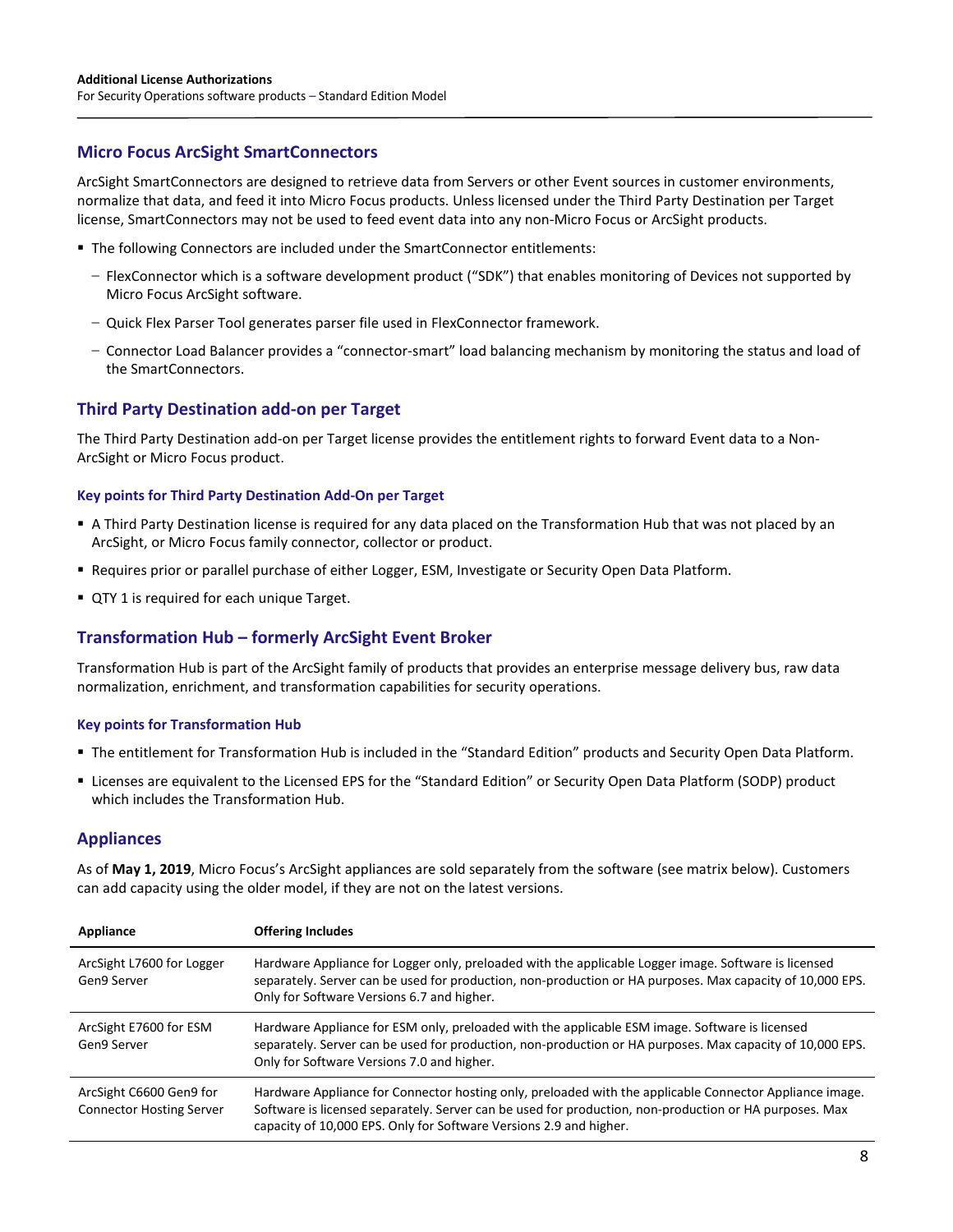## Micro Focus ArcSight SmartConnectors

ArcSight SmartConnectors are designed to retrieve data from Servers or other Event sources in customer environments, normalize that data, and feed it into Micro Focus products. Unless licensed under the Third Party Destination per Target license, SmartConnectors may not be used to feed event data into any non-Micro Focus or ArcSight products.

- The following Connectors are included under the SmartConnector entitlements:
  - FlexConnector which is a software development product ("SDK") that enables monitoring of Devices not supported by Micro Focus ArcSight software.
  - Quick Flex Parser Tool generates parser file used in FlexConnector framework.
  - Connector Load Balancer provides a "connector-smart" load balancing mechanism by monitoring the status and load of the SmartConnectors.

## Third Party Destination add-on per Target

The Third Party Destination add-on per Target license provides the entitlement rights to forward Event data to a Non-ArcSight or Micro Focus product.

### Key points for Third Party Destination Add-On per Target

- A Third Party Destination license is required for any data placed on the Transformation Hub that was not placed by an ArcSight, or Micro Focus family connector, collector or product.
- Requires prior or parallel purchase of either Logger, ESM, Investigate or Security Open Data Platform.
- QTY 1 is required for each unique Target.

## Transformation Hub – formerly ArcSight Event Broker

Transformation Hub is part of the ArcSight family of products that provides an enterprise message delivery bus, raw data normalization, enrichment, and transformation capabilities for security operations.

### Key points for Transformation Hub

- The entitlement for Transformation Hub is included in the "Standard Edition" products and Security Open Data Platform.
- Licenses are equivalent to the Licensed EPS for the "Standard Edition" or Security Open Data Platform (SODP) product which includes the Transformation Hub.

## Appliances

As of **May 1, 2019**, Micro Focus's ArcSight appliances are sold separately from the software (see matrix below). Customers can add capacity using the older model, if they are not on the latest versions.

| Appliance | Offering Includes |
|---|---|
| ArcSight L7600 for Logger Gen9 Server | Hardware Appliance for Logger only, preloaded with the applicable Logger image. Software is licensed separately. Server can be used for production, non-production or HA purposes. Max capacity of 10,000 EPS. Only for Software Versions 6.7 and higher. |
| ArcSight E7600 for ESM Gen9 Server | Hardware Appliance for ESM only, preloaded with the applicable ESM image. Software is licensed separately. Server can be used for production, non-production or HA purposes. Max capacity of 10,000 EPS. Only for Software Versions 7.0 and higher. |
| ArcSight C6600 Gen9 for Connector Hosting Server | Hardware Appliance for Connector hosting only, preloaded with the applicable Connector Appliance image. Software is licensed separately. Server can be used for production, non-production or HA purposes. Max capacity of 10,000 EPS. Only for Software Versions 2.9 and higher. |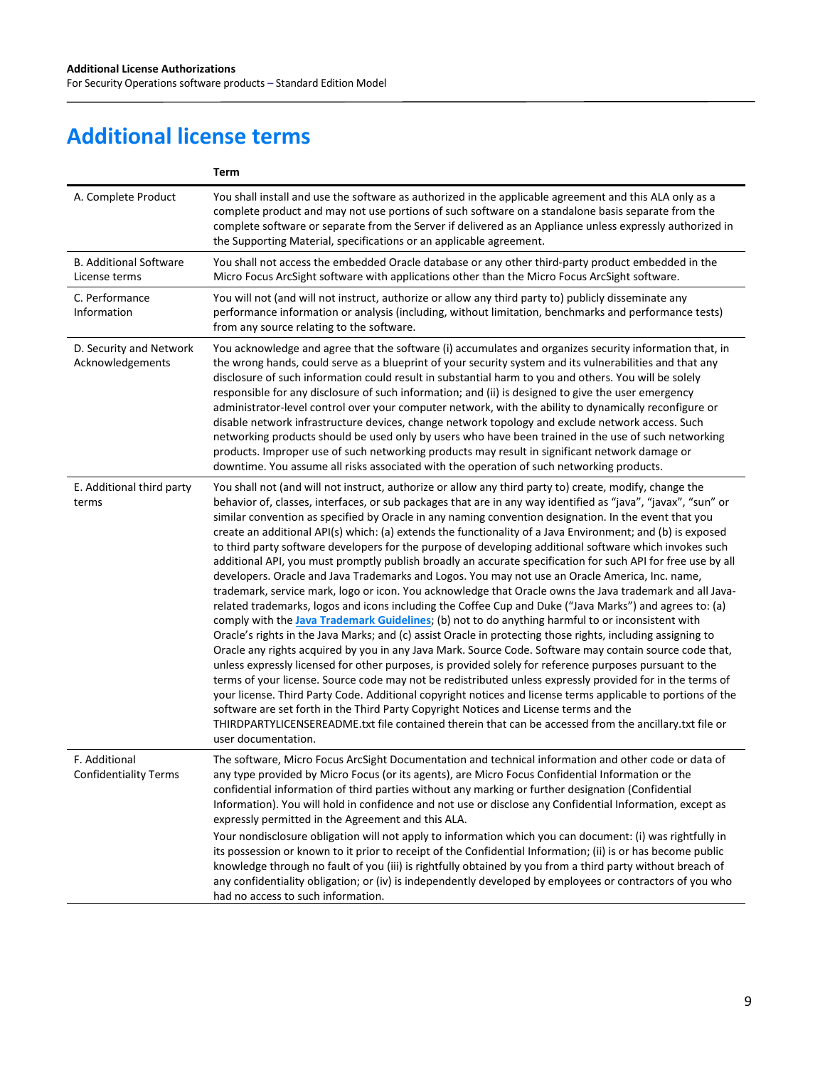# Additional license terms

| | Term |
|---|---|
| A. Complete Product | You shall install and use the software as authorized in the applicable agreement and this ALA only as a complete product and may not use portions of such software on a standalone basis separate from the complete software or separate from the Server if delivered as an Appliance unless expressly authorized in the Supporting Material, specifications or an applicable agreement. |
| B. Additional Software License terms | You shall not access the embedded Oracle database or any other third-party product embedded in the Micro Focus ArcSight software with applications other than the Micro Focus ArcSight software. |
| C. Performance Information | You will not (and will not instruct, authorize or allow any third party to) publicly disseminate any performance information or analysis (including, without limitation, benchmarks and performance tests) from any source relating to the software. |
| D. Security and Network Acknowledgements | You acknowledge and agree that the software (i) accumulates and organizes security information that, in the wrong hands, could serve as a blueprint of your security system and its vulnerabilities and that any disclosure of such information could result in substantial harm to you and others. You will be solely responsible for any disclosure of such information; and (ii) is designed to give the user emergency administrator-level control over your computer network, with the ability to dynamically reconfigure or disable network infrastructure devices, change network topology and exclude network access. Such networking products should be used only by users who have been trained in the use of such networking products. Improper use of such networking products may result in significant network damage or downtime. You assume all risks associated with the operation of such networking products. |
| E. Additional third party terms | You shall not (and will not instruct, authorize or allow any third party to) create, modify, change the behavior of, classes, interfaces, or sub packages that are in any way identified as "java", "javax", "sun" or similar convention as specified by Oracle in any naming convention designation. In the event that you create an additional API(s) which: (a) extends the functionality of a Java Environment; and (b) is exposed to third party software developers for the purpose of developing additional software which invokes such additional API, you must promptly publish broadly an accurate specification for such API for free use by all developers. Oracle and Java Trademarks and Logos. You may not use an Oracle America, Inc. name, trademark, service mark, logo or icon. You acknowledge that Oracle owns the Java trademark and all Java-related trademarks, logos and icons including the Coffee Cup and Duke ("Java Marks") and agrees to: (a) comply with the **Java Trademark Guidelines**; (b) not to do anything harmful to or inconsistent with Oracle's rights in the Java Marks; and (c) assist Oracle in protecting those rights, including assigning to Oracle any rights acquired by you in any Java Mark. Source Code. Software may contain source code that, unless expressly licensed for other purposes, is provided solely for reference purposes pursuant to the terms of your license. Source code may not be redistributed unless expressly provided for in the terms of your license. Third Party Code. Additional copyright notices and license terms applicable to portions of the software are set forth in the Third Party Copyright Notices and License terms and the THIRDPARTYLICENSEREADME.txt file contained therein that can be accessed from the ancillary.txt file or user documentation. |
| F. Additional Confidentiality Terms | The software, Micro Focus ArcSight Documentation and technical information and other code or data of any type provided by Micro Focus (or its agents), are Micro Focus Confidential Information or the confidential information of third parties without any marking or further designation (Confidential Information). You will hold in confidence and not use or disclose any Confidential Information, except as expressly permitted in the Agreement and this ALA.<br>Your nondisclosure obligation will not apply to information which you can document: (i) was rightfully in its possession or known to it prior to receipt of the Confidential Information; (ii) is or has become public knowledge through no fault of you (iii) is rightfully obtained by you from a third party without breach of any confidentiality obligation; or (iv) is independently developed by employees or contractors of you who had no access to such information. |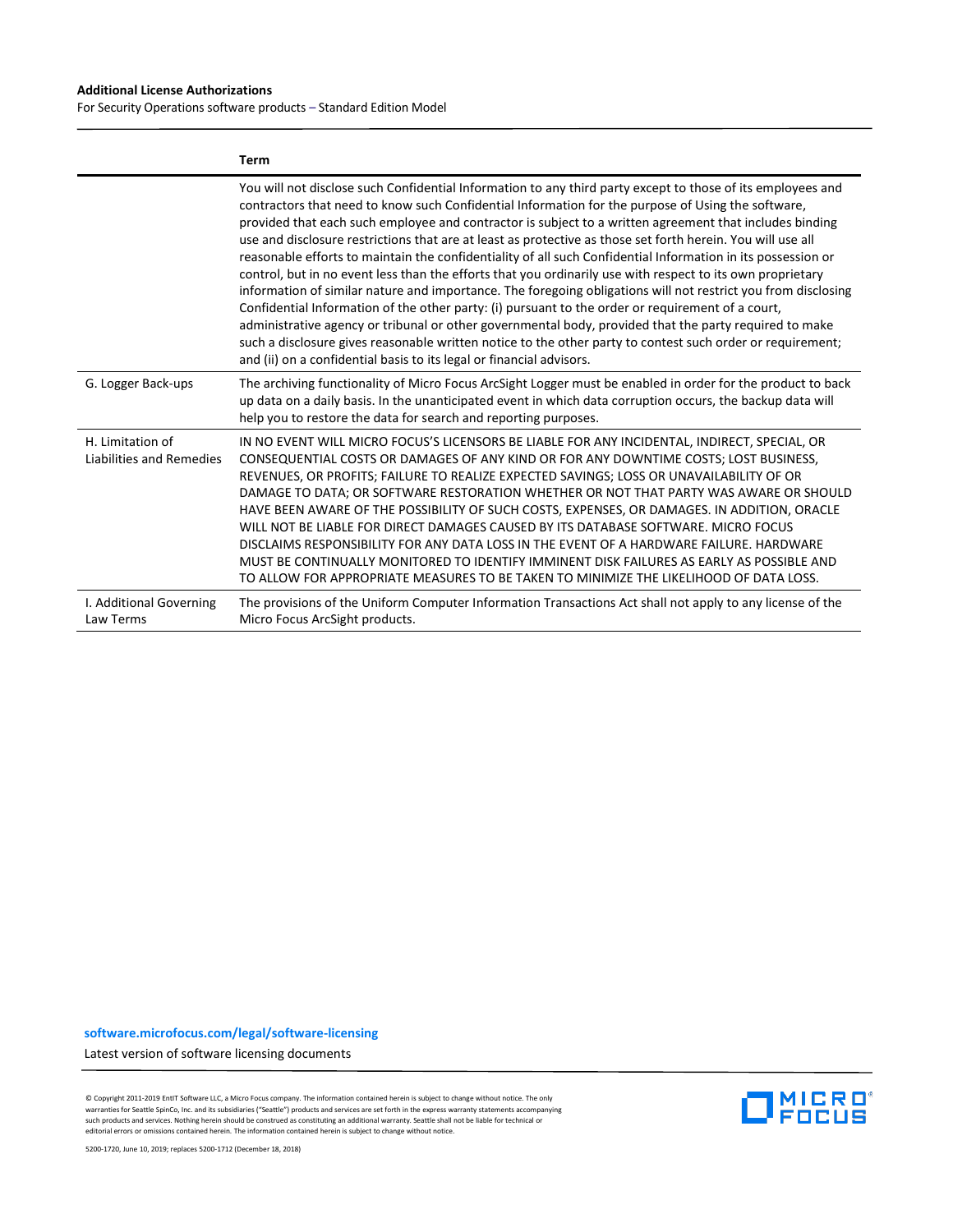| | Term |
|---|---|
| | You will not disclose such Confidential Information to any third party except to those of its employees and contractors that need to know such Confidential Information for the purpose of Using the software, provided that each such employee and contractor is subject to a written agreement that includes binding use and disclosure restrictions that are at least as protective as those set forth herein. You will use all reasonable efforts to maintain the confidentiality of all such Confidential Information in its possession or control, but in no event less than the efforts that you ordinarily use with respect to its own proprietary information of similar nature and importance. The foregoing obligations will not restrict you from disclosing Confidential Information of the other party: (i) pursuant to the order or requirement of a court, administrative agency or tribunal or other governmental body, provided that the party required to make such a disclosure gives reasonable written notice to the other party to contest such order or requirement; and (ii) on a confidential basis to its legal or financial advisors. |
| G. Logger Back-ups | The archiving functionality of Micro Focus ArcSight Logger must be enabled in order for the product to back up data on a daily basis. In the unanticipated event in which data corruption occurs, the backup data will help you to restore the data for search and reporting purposes. |
| H. Limitation of Liabilities and Remedies | IN NO EVENT WILL MICRO FOCUS'S LICENSORS BE LIABLE FOR ANY INCIDENTAL, INDIRECT, SPECIAL, OR CONSEQUENTIAL COSTS OR DAMAGES OF ANY KIND OR FOR ANY DOWNTIME COSTS; LOST BUSINESS, REVENUES, OR PROFITS; FAILURE TO REALIZE EXPECTED SAVINGS; LOSS OR UNAVAILABILITY OF OR DAMAGE TO DATA; OR SOFTWARE RESTORATION WHETHER OR NOT THAT PARTY WAS AWARE OR SHOULD HAVE BEEN AWARE OF THE POSSIBILITY OF SUCH COSTS, EXPENSES, OR DAMAGES. IN ADDITION, ORACLE WILL NOT BE LIABLE FOR DIRECT DAMAGES CAUSED BY ITS DATABASE SOFTWARE. MICRO FOCUS DISCLAIMS RESPONSIBILITY FOR ANY DATA LOSS IN THE EVENT OF A HARDWARE FAILURE. HARDWARE MUST BE CONTINUALLY MONITORED TO IDENTIFY IMMINENT DISK FAILURES AS EARLY AS POSSIBLE AND TO ALLOW FOR APPROPRIATE MEASURES TO BE TAKEN TO MINIMIZE THE LIKELIHOOD OF DATA LOSS. |
| I. Additional Governing Law Terms | The provisions of the Uniform Computer Information Transactions Act shall not apply to any license of the Micro Focus ArcSight products. |

**software.microfocus.com/legal/software-licensing**

Latest version of software licensing documents

© Copyright 2011-2019 EntIT Software LLC, a Micro Focus company. The information contained herein is subject to change without notice. The only warranties for Seattle SpinCo, Inc. and its subsidiaries ("Seattle") products and services are set forth in the express warranty statements accompanying such products and services. Nothing herein should be construed as constituting an additional warranty. Seattle shall not be liable for technical or editorial errors or omissions contained herein. The information contained herein is subject to change without notice.

5200-1720, June 10, 2019; replaces 5200-1712 (December 18, 2018)